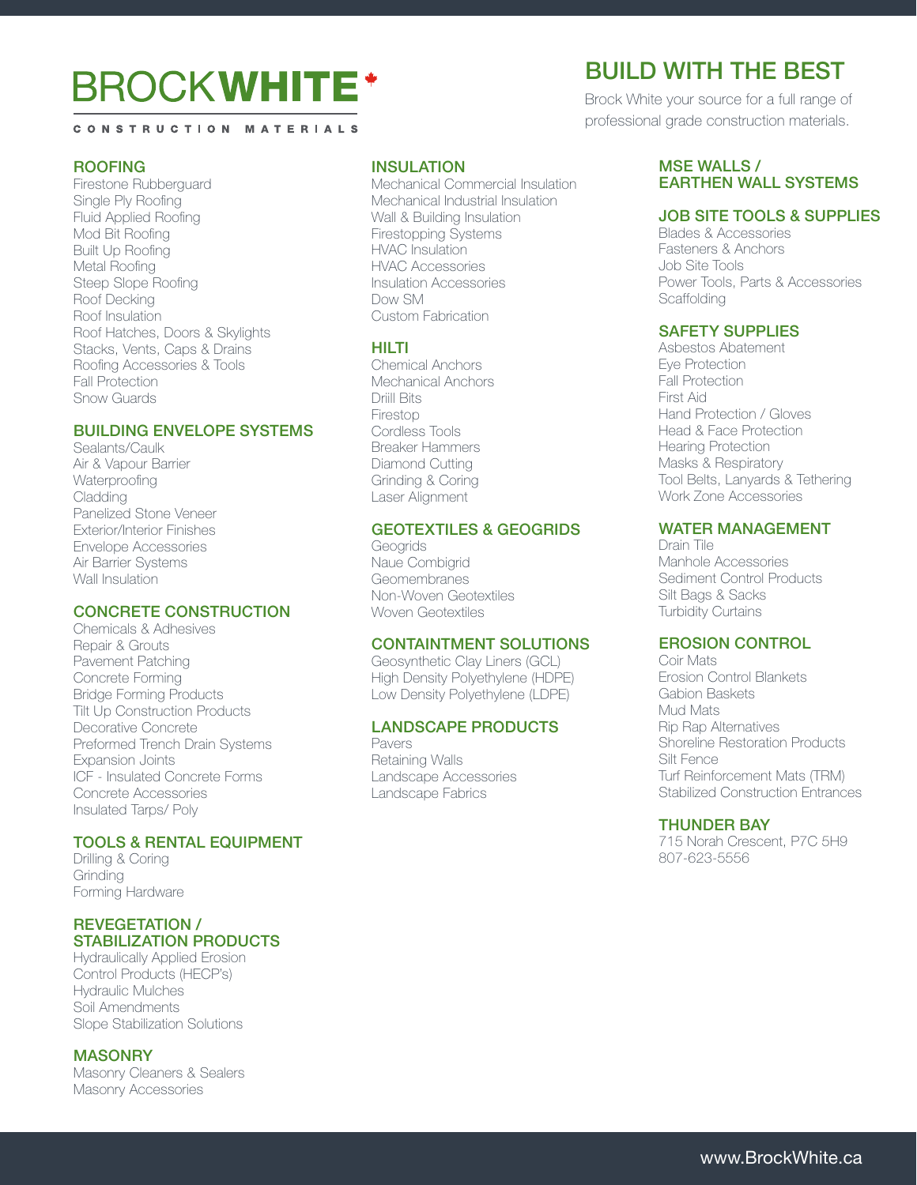# BROCKWHITE

CONSTRUCTION MATERIALS

## BUILD WITH THE BEST

Brock White your source for a full range of professional grade construction materials.

### ROOFING

Firestone Rubberguard
Single Ply Roofing
Fluid Applied Roofing
Mod Bit Roofing
Built Up Roofing
Metal Roofing
Steep Slope Roofing
Roof Decking
Roof Insulation
Roof Hatches, Doors & Skylights
Stacks, Vents, Caps & Drains
Roofing Accessories & Tools
Fall Protection
Snow Guards

### BUILDING ENVELOPE SYSTEMS

Sealants/Caulk
Air & Vapour Barrier
Waterproofing
Cladding
Panelized Stone Veneer
Exterior/Interior Finishes
Envelope Accessories
Air Barrier Systems
Wall Insulation

### CONCRETE CONSTRUCTION

Chemicals & Adhesives
Repair & Grouts
Pavement Patching
Concrete Forming
Bridge Forming Products
Tilt Up Construction Products
Decorative Concrete
Preformed Trench Drain Systems
Expansion Joints
ICF - Insulated Concrete Forms
Concrete Accessories
Insulated Tarps/ Poly

### TOOLS & RENTAL EQUIPMENT

Drilling & Coring
Grinding
Forming Hardware

### REVEGETATION / STABILIZATION PRODUCTS

Hydraulically Applied Erosion Control Products (HECP's)
Hydraulic Mulches
Soil Amendments
Slope Stabilization Solutions

### MASONRY

Masonry Cleaners & Sealers
Masonry Accessories

### INSULATION

Mechanical Commercial Insulation
Mechanical Industrial Insulation
Wall & Building Insulation
Firestopping Systems
HVAC Insulation
HVAC Accessories
Insulation Accessories
Dow SM
Custom Fabrication

### HILTI

Chemical Anchors
Mechanical Anchors
Driill Bits
Firestop
Cordless Tools
Breaker Hammers
Diamond Cutting
Grinding & Coring
Laser Alignment

### GEOTEXTILES & GEOGRIDS

Geogrids
Naue Combigrid
Geomembranes
Non-Woven Geotextiles
Woven Geotextiles

### CONTAINTMENT SOLUTIONS

Geosynthetic Clay Liners (GCL)
High Density Polyethylene (HDPE)
Low Density Polyethylene (LDPE)

### LANDSCAPE PRODUCTS

Pavers
Retaining Walls
Landscape Accessories
Landscape Fabrics

### MSE WALLS / EARTHEN WALL SYSTEMS

### JOB SITE TOOLS & SUPPLIES

Blades & Accessories
Fasteners & Anchors
Job Site Tools
Power Tools, Parts & Accessories
Scaffolding

### SAFETY SUPPLIES

Asbestos Abatement
Eye Protection
Fall Protection
First Aid
Hand Protection / Gloves
Head & Face Protection
Hearing Protection
Masks & Respiratory
Tool Belts, Lanyards & Tethering
Work Zone Accessories

### WATER MANAGEMENT

Drain Tile
Manhole Accessories
Sediment Control Products
Silt Bags & Sacks
Turbidity Curtains

### EROSION CONTROL

Coir Mats
Erosion Control Blankets
Gabion Baskets
Mud Mats
Rip Rap Alternatives
Shoreline Restoration Products
Silt Fence
Turf Reinforcement Mats (TRM)
Stabilized Construction Entrances

### THUNDER BAY

715 Norah Crescent, P7C 5H9
807-623-5556

www.BrockWhite.ca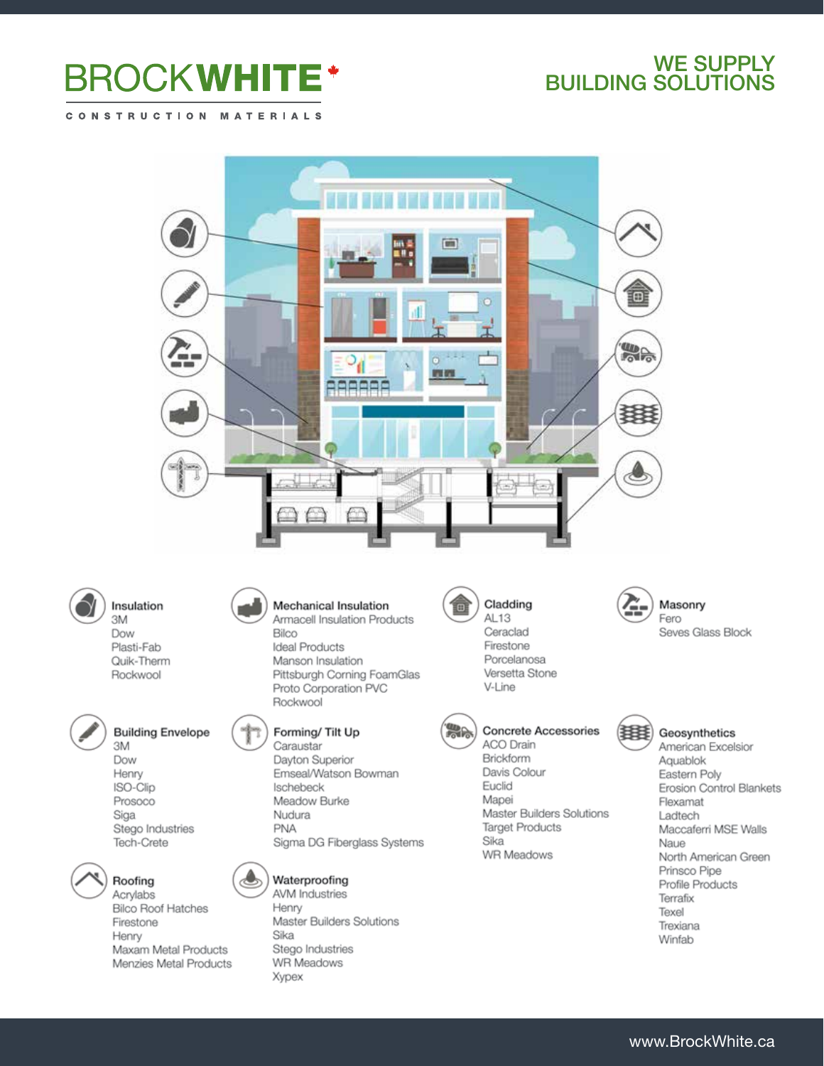# BROCKWHITE

CONSTRUCTION MATERIALS

## WE SUPPLY BUILDING SOLUTIONS

### Insulation
3M
Dow
Plasti-Fab
Quik-Therm
Rockwool

### Mechanical Insulation
Armacell Insulation Products
Bilco
Ideal Products
Manson Insulation
Pittsburgh Corning FoamGlas
Proto Corporation PVC
Rockwool

### Cladding
AL13
Ceraclad
Firestone
Porcelanosa
Versetta Stone
V-Line

### Masonry
Fero
Seves Glass Block

### Building Envelope
3M
Dow
Henry
ISO-Clip
Prosoco
Siga
Stego Industries
Tech-Crete

### Forming/ Tilt Up
Caraustar
Dayton Superior
Emseal/Watson Bowman
Ischebeck
Meadow Burke
Nudura
PNA
Sigma DG Fiberglass Systems

### Concrete Accessories
ACO Drain
Brickform
Davis Colour
Euclid
Mapei
Master Builders Solutions
Target Products
Sika
WR Meadows

### Geosynthetics
American Excelsior
Aquablok
Eastern Poly
Erosion Control Blankets
Flexamat
Ladtech
Maccaferri MSE Walls
Naue
North American Green
Prinsco Pipe
Profile Products
Terrafix
Texel
Trexiana
Winfab

### Roofing
Acrylabs
Bilco Roof Hatches
Firestone
Henry
Maxam Metal Products
Menzies Metal Products

### Waterproofing
AVM Industries
Henry
Master Builders Solutions
Sika
Stego Industries
WR Meadows
Xypex

www.BrockWhite.ca